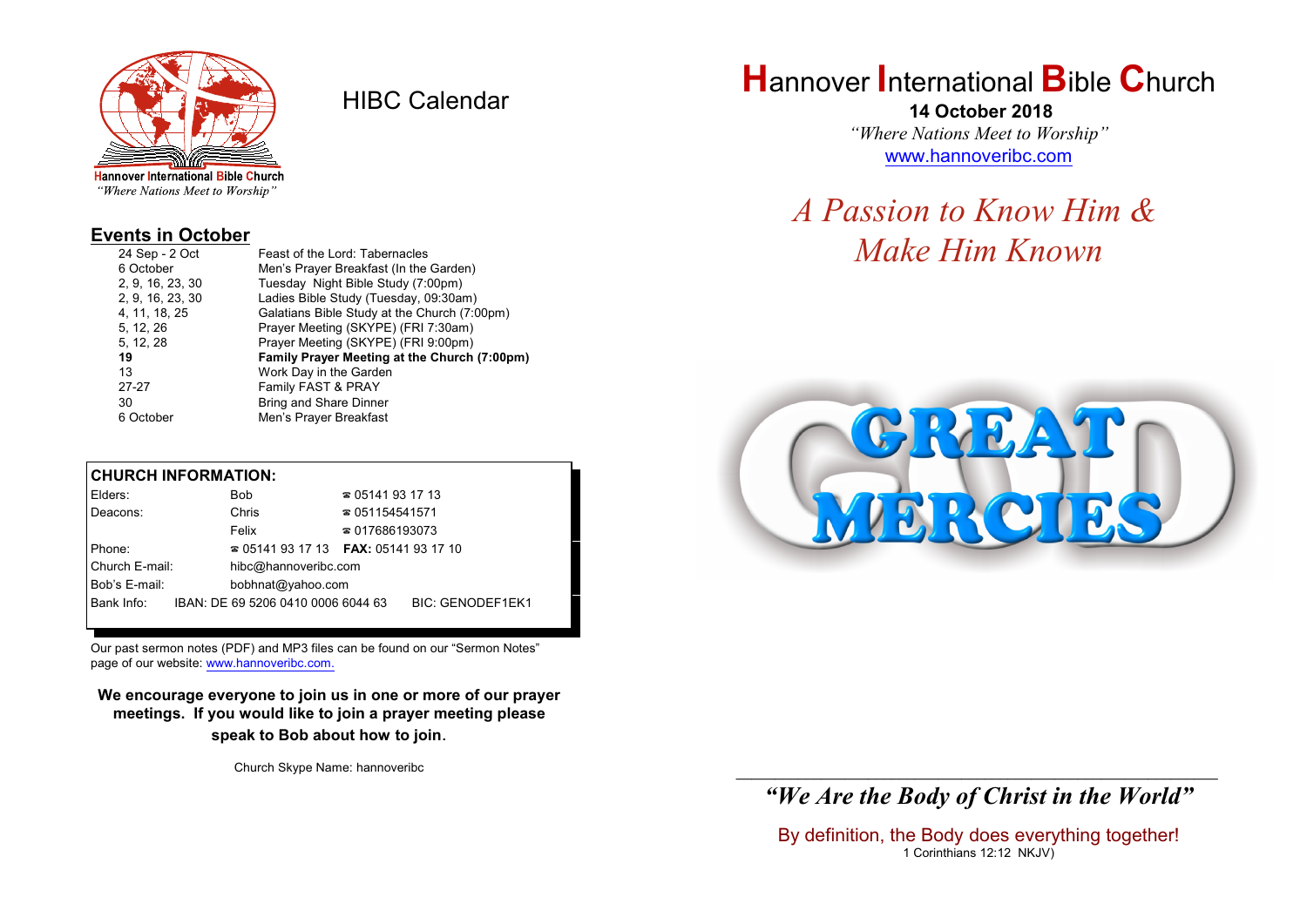Hannover International Bible Church
*"Where Nations Meet to Worship"*

# HIBC Calendar

## Events in October

| | |
|---|---|
| 24 Sep - 2 Oct | Feast of the Lord: Tabernacles |
| 6 October | Men's Prayer Breakfast (In the Garden) |
| 2, 9, 16, 23, 30 | Tuesday Night Bible Study (7:00pm) |
| 2, 9, 16, 23, 30 | Ladies Bible Study (Tuesday, 09:30am) |
| 4, 11, 18, 25 | Galatians Bible Study at the Church (7:00pm) |
| 5, 12, 26 | Prayer Meeting (SKYPE) (FRI 7:30am) |
| 5, 12, 28 | Prayer Meeting (SKYPE) (FRI 9:00pm) |
| **19** | **Family Prayer Meeting at the Church (7:00pm)** |
| 13 | Work Day in the Garden |
| 27-27 | Family FAST & PRAY |
| 30 | Bring and Share Dinner |
| 6 October | Men's Prayer Breakfast |

| CHURCH INFORMATION: | | |
|---|---|---|
| Elders: | Bob | ☎ 05141 93 17 13 |
| Deacons: | Chris | ☎ 051154541571 |
| | Felix | ☎ 017686193073 |
| Phone: | ☎ 05141 93 17 13 | **FAX:** 05141 93 17 10 |
| Church E-mail: | hibc@hannoveribc.com | |
| Bob's E-mail: | bobhnat@yahoo.com | |
| Bank Info: | IBAN: DE 69 5206 0410 0006 6044 63 | BIC: GENODEF1EK1 |

Our past sermon notes (PDF) and MP3 files can be found on our "Sermon Notes" page of our website: www.hannoveribc.com.

**We encourage everyone to join us in one or more of our prayer meetings. If you would like to join a prayer meeting please speak to Bob about how to join.**

Church Skype Name: hannoveribc

# Hannover International Bible Church

**14 October 2018**

*"Where Nations Meet to Worship"*

www.hannoveribc.com

## *A Passion to Know Him & Make Him Known*

GREAT MERCIES

---

***"We Are the Body of Christ in the World"***

By definition, the Body does everything together!
1 Corinthians 12:12 NKJV)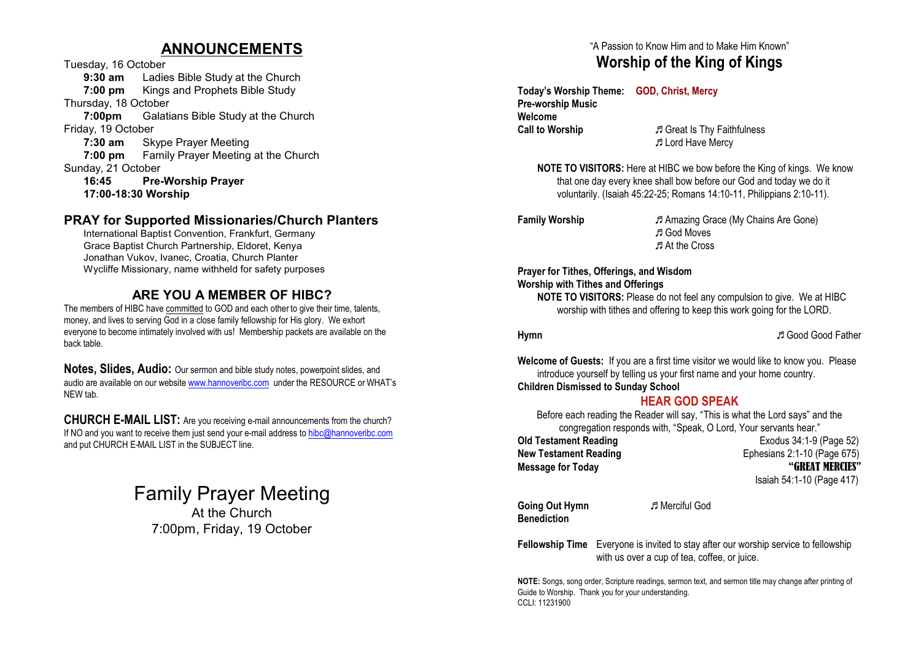## ANNOUNCEMENTS

Tuesday, 16 October
- **9:30 am** Ladies Bible Study at the Church
- **7:00 pm** Kings and Prophets Bible Study

Thursday, 18 October
- **7:00pm** Galatians Bible Study at the Church

Friday, 19 October
- **7:30 am** Skype Prayer Meeting
- **7:00 pm** Family Prayer Meeting at the Church

Sunday, 21 October
- **16:45 Pre-Worship Prayer**
- **17:00-18:30 Worship**

### PRAY for Supported Missionaries/Church Planters

International Baptist Convention, Frankfurt, Germany
Grace Baptist Church Partnership, Eldoret, Kenya
Jonathan Vukov, Ivanec, Croatia, Church Planter
Wycliffe Missionary, name withheld for safety purposes

### ARE YOU A MEMBER OF HIBC?

The members of HIBC have committed to GOD and each other to give their time, talents, money, and lives to serving God in a close family fellowship for His glory. We exhort everyone to become intimately involved with us! Membership packets are available on the back table.

**Notes, Slides, Audio:** Our sermon and bible study notes, powerpoint slides, and audio are available on our website www.hannoveribc.com under the RESOURCE or WHAT's NEW tab.

**CHURCH E-MAIL LIST:** Are you receiving e-mail announcements from the church? If NO and you want to receive them just send your e-mail address to hibc@hannoveribc.com and put CHURCH E-MAIL LIST in the SUBJECT line.

# Family Prayer Meeting

At the Church
7:00pm, Friday, 19 October

"A Passion to Know Him and to Make Him Known"

# Worship of the King of Kings

**Today's Worship Theme: GOD, Christ, Mercy**

**Pre-worship Music**

**Welcome**

**Call to Worship** ♬ Great Is Thy Faithfulness
♬ Lord Have Mercy

**NOTE TO VISITORS:** Here at HIBC we bow before the King of kings. We know that one day every knee shall bow before our God and today we do it voluntarily. (Isaiah 45:22-25; Romans 14:10-11, Philippians 2:10-11).

**Family Worship** ♬ Amazing Grace (My Chains Are Gone)
♬ God Moves
♬ At the Cross

**Prayer for Tithes, Offerings, and Wisdom**

**Worship with Tithes and Offerings**

**NOTE TO VISITORS:** Please do not feel any compulsion to give. We at HIBC worship with tithes and offering to keep this work going for the LORD.

**Hymn** ♬ Good Good Father

**Welcome of Guests:** If you are a first time visitor we would like to know you. Please introduce yourself by telling us your first name and your home country.

**Children Dismissed to Sunday School**

## HEAR GOD SPEAK

Before each reading the Reader will say, "This is what the Lord says" and the congregation responds with, "Speak, O Lord, Your servants hear."

**Old Testament Reading** Exodus 34:1-9 (Page 52)

**New Testament Reading** Ephesians 2:1-10 (Page 675)

**Message for Today** **"GREAT MERCIES"**
Isaiah 54:1-10 (Page 417)

**Going Out Hymn** ♬ Merciful God

**Benediction**

**Fellowship Time** Everyone is invited to stay after our worship service to fellowship with us over a cup of tea, coffee, or juice.

**NOTE:** Songs, song order, Scripture readings, sermon text, and sermon title may change after printing of Guide to Worship. Thank you for your understanding.
CCLI: 11231900